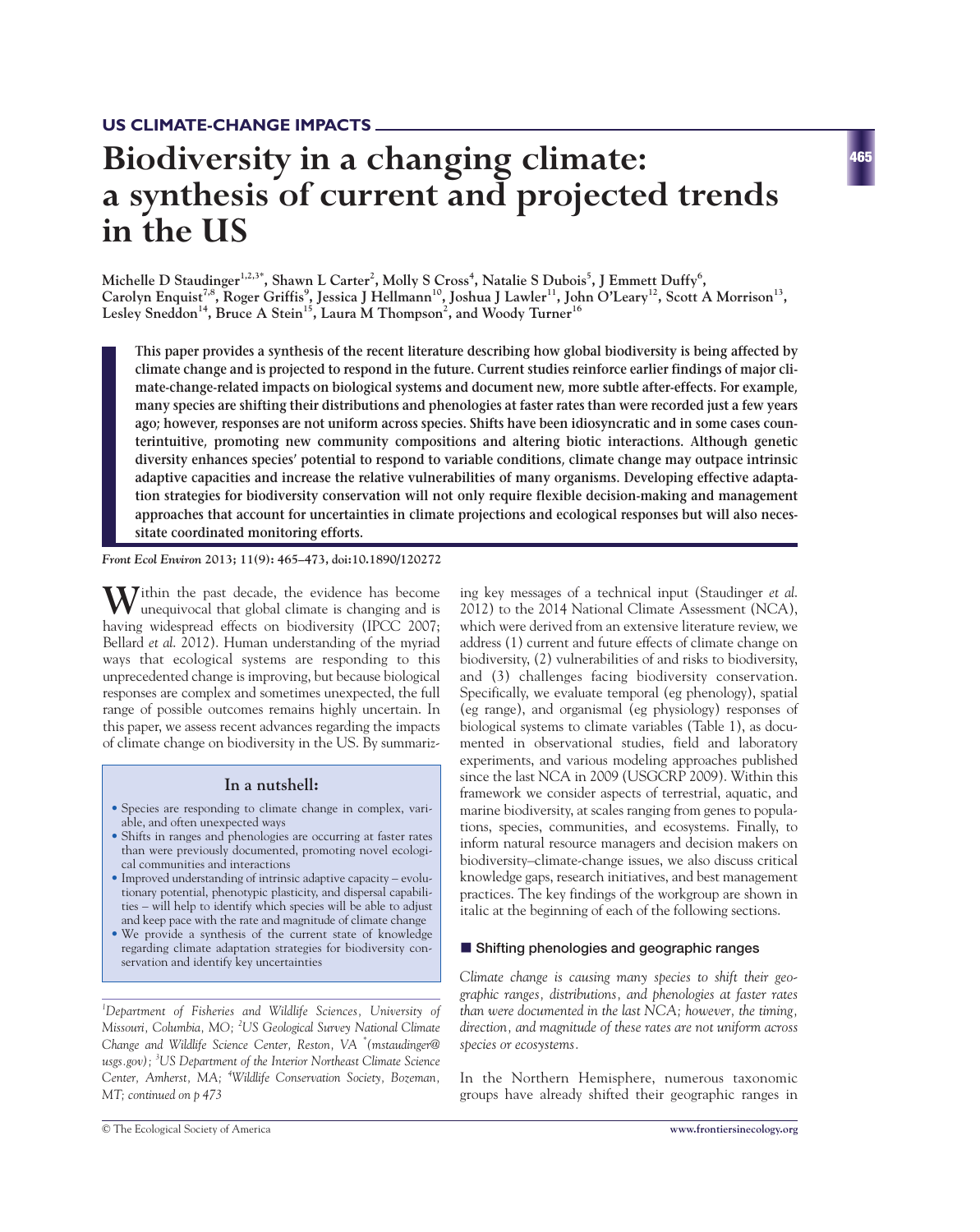US CLIMATE-CHANGE IMPACTS

# Biodiversity in a changing climate: a synthesis of current and projected trends in the US

Michelle D Staudinger[1,2,3*], Shawn L Carter[2], Molly S Cross[4], Natalie S Dubois[5], J Emmett Duffy[6], Carolyn Enquist[7,8], Roger Griffis[9], Jessica J Hellmann[10], Joshua J Lawler[11], John O'Leary[12], Scott A Morrison[13], Lesley Sneddon[14], Bruce A Stein[15], Laura M Thompson[2], and Woody Turner[16]

**This paper provides a synthesis of the recent literature describing how global biodiversity is being affected by climate change and is projected to respond in the future. Current studies reinforce earlier findings of major climate-change-related impacts on biological systems and document new, more subtle after-effects. For example, many species are shifting their distributions and phenologies at faster rates than were recorded just a few years ago; however, responses are not uniform across species. Shifts have been idiosyncratic and in some cases counterintuitive, promoting new community compositions and altering biotic interactions. Although genetic diversity enhances species' potential to respond to variable conditions, climate change may outpace intrinsic adaptive capacities and increase the relative vulnerabilities of many organisms. Developing effective adaptation strategies for biodiversity conservation will not only require flexible decision-making and management approaches that account for uncertainties in climate projections and ecological responses but will also necessitate coordinated monitoring efforts.**

*Front Ecol Environ* **2013; 11(9): 465–473, doi:10.1890/120272**

Within the past decade, the evidence has become unequivocal that global climate is changing and is having widespread effects on biodiversity (IPCC 2007; Bellard *et al.* 2012). Human understanding of the myriad ways that ecological systems are responding to this unprecedented change is improving, but because biological responses are complex and sometimes unexpected, the full range of possible outcomes remains highly uncertain. In this paper, we assess recent advances regarding the impacts of climate change on biodiversity in the US. By summarizing key messages of a technical input (Staudinger *et al.* 2012) to the 2014 National Climate Assessment (NCA), which were derived from an extensive literature review, we address (1) current and future effects of climate change on biodiversity, (2) vulnerabilities of and risks to biodiversity, and (3) challenges facing biodiversity conservation. Specifically, we evaluate temporal (eg phenology), spatial (eg range), and organismal (eg physiology) responses of biological systems to climate variables (Table 1), as documented in observational studies, field and laboratory experiments, and various modeling approaches published since the last NCA in 2009 (USGCRP 2009). Within this framework we consider aspects of terrestrial, aquatic, and marine biodiversity, at scales ranging from genes to populations, species, communities, and ecosystems. Finally, to inform natural resource managers and decision makers on biodiversity–climate-change issues, we also discuss critical knowledge gaps, research initiatives, and best management practices. The key findings of the workgroup are shown in italic at the beginning of each of the following sections.

### In a nutshell:

- Species are responding to climate change in complex, variable, and often unexpected ways
- Shifts in ranges and phenologies are occurring at faster rates than were previously documented, promoting novel ecological communities and interactions
- Improved understanding of intrinsic adaptive capacity – evolutionary potential, phenotypic plasticity, and dispersal capabilities – will help to identify which species will be able to adjust and keep pace with the rate and magnitude of climate change
- We provide a synthesis of the current state of knowledge regarding climate adaptation strategies for biodiversity conservation and identify key uncertainties

*[1]Department of Fisheries and Wildlife Sciences, University of Missouri, Columbia, MO; [2]US Geological Survey National Climate Change and Wildlife Science Center, Reston, VA [*](mstaudinger@usgs.gov); [3]US Department of the Interior Northeast Climate Science Center, Amherst, MA; [4]Wildlife Conservation Society, Bozeman, MT; continued on p 473*

## Shifting phenologies and geographic ranges

*Climate change is causing many species to shift their geographic ranges, distributions, and phenologies at faster rates than were documented in the last NCA; however, the timing, direction, and magnitude of these rates are not uniform across species or ecosystems.*

In the Northern Hemisphere, numerous taxonomic groups have already shifted their geographic ranges in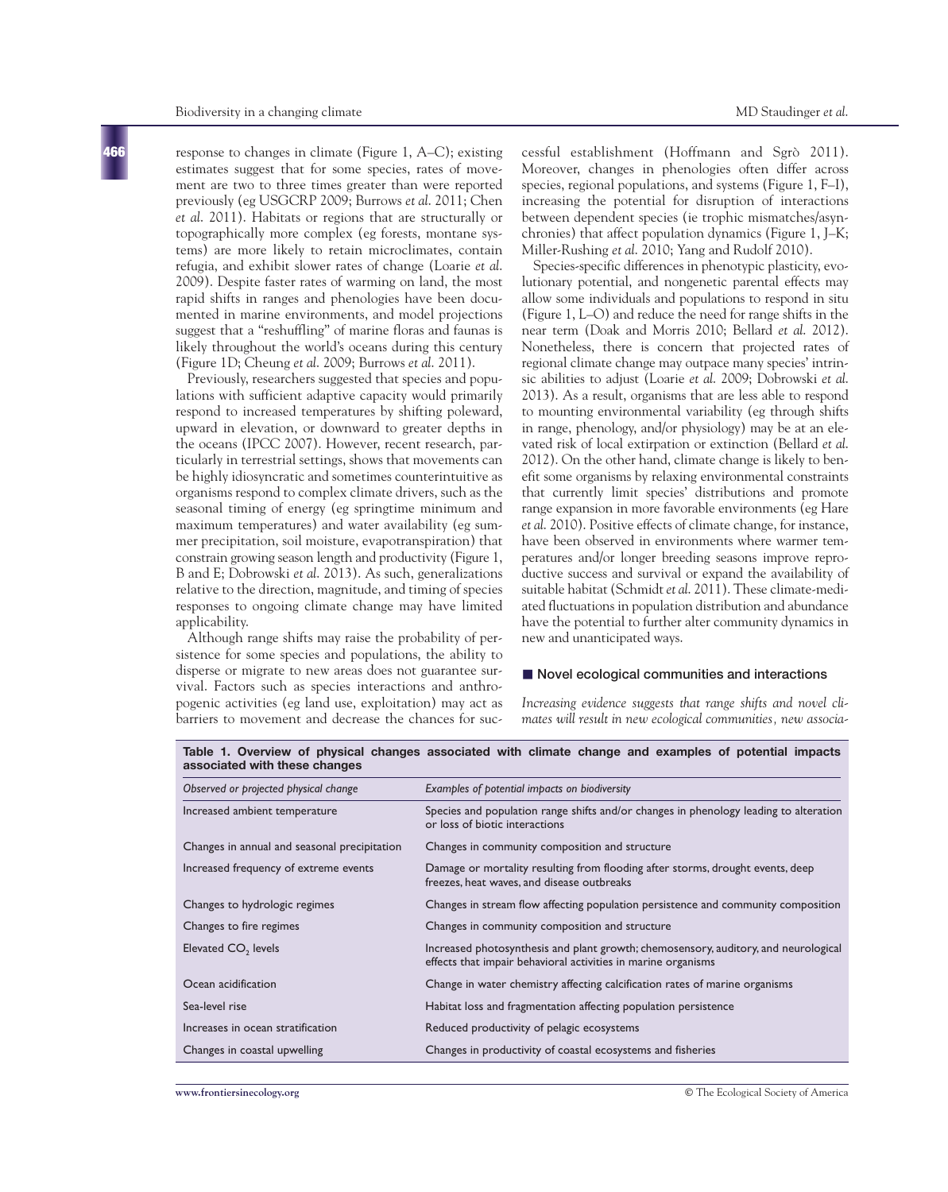response to changes in climate (Figure 1, A–C); existing estimates suggest that for some species, rates of movement are two to three times greater than were reported previously (eg USGCRP 2009; Burrows *et al.* 2011; Chen *et al.* 2011). Habitats or regions that are structurally or topographically more complex (eg forests, montane systems) are more likely to retain microclimates, contain refugia, and exhibit slower rates of change (Loarie *et al.* 2009). Despite faster rates of warming on land, the most rapid shifts in ranges and phenologies have been documented in marine environments, and model projections suggest that a "reshuffling" of marine floras and faunas is likely throughout the world's oceans during this century (Figure 1D; Cheung *et al.* 2009; Burrows *et al.* 2011).

Previously, researchers suggested that species and populations with sufficient adaptive capacity would primarily respond to increased temperatures by shifting poleward, upward in elevation, or downward to greater depths in the oceans (IPCC 2007). However, recent research, particularly in terrestrial settings, shows that movements can be highly idiosyncratic and sometimes counterintuitive as organisms respond to complex climate drivers, such as the seasonal timing of energy (eg springtime minimum and maximum temperatures) and water availability (eg summer precipitation, soil moisture, evapotranspiration) that constrain growing season length and productivity (Figure 1, B and E; Dobrowski *et al.* 2013). As such, generalizations relative to the direction, magnitude, and timing of species responses to ongoing climate change may have limited applicability.

Although range shifts may raise the probability of persistence for some species and populations, the ability to disperse or migrate to new areas does not guarantee survival. Factors such as species interactions and anthropogenic activities (eg land use, exploitation) may act as barriers to movement and decrease the chances for successful establishment (Hoffmann and Sgrò 2011). Moreover, changes in phenologies often differ across species, regional populations, and systems (Figure 1, F–I), increasing the potential for disruption of interactions between dependent species (ie trophic mismatches/asynchronies) that affect population dynamics (Figure 1, J–K; Miller-Rushing *et al.* 2010; Yang and Rudolf 2010).

Species-specific differences in phenotypic plasticity, evolutionary potential, and nongenetic parental effects may allow some individuals and populations to respond in situ (Figure 1, L–O) and reduce the need for range shifts in the near term (Doak and Morris 2010; Bellard *et al.* 2012). Nonetheless, there is concern that projected rates of regional climate change may outpace many species' intrinsic abilities to adjust (Loarie *et al.* 2009; Dobrowski *et al.* 2013). As a result, organisms that are less able to respond to mounting environmental variability (eg through shifts in range, phenology, and/or physiology) may be at an elevated risk of local extirpation or extinction (Bellard *et al.* 2012). On the other hand, climate change is likely to benefit some organisms by relaxing environmental constraints that currently limit species' distributions and promote range expansion in more favorable environments (eg Hare *et al.* 2010). Positive effects of climate change, for instance, have been observed in environments where warmer temperatures and/or longer breeding seasons improve reproductive success and survival or expand the availability of suitable habitat (Schmidt *et al.* 2011). These climate-mediated fluctuations in population distribution and abundance have the potential to further alter community dynamics in new and unanticipated ways.

## Novel ecological communities and interactions

*Increasing evidence suggests that range shifts and novel climates will result in new ecological communities, new associa-*

**Table 1. Overview of physical changes associated with climate change and examples of potential impacts associated with these changes**

| *Observed or projected physical change* | *Examples of potential impacts on biodiversity* |
|---|---|
| Increased ambient temperature | Species and population range shifts and/or changes in phenology leading to alteration or loss of biotic interactions |
| Changes in annual and seasonal precipitation | Changes in community composition and structure |
| Increased frequency of extreme events | Damage or mortality resulting from flooding after storms, drought events, deep freezes, heat waves, and disease outbreaks |
| Changes to hydrologic regimes | Changes in stream flow affecting population persistence and community composition |
| Changes to fire regimes | Changes in community composition and structure |
| Elevated $CO_2$ levels | Increased photosynthesis and plant growth; chemosensory, auditory, and neurological effects that impair behavioral activities in marine organisms |
| Ocean acidification | Change in water chemistry affecting calcification rates of marine organisms |
| Sea-level rise | Habitat loss and fragmentation affecting population persistence |
| Increases in ocean stratification | Reduced productivity of pelagic ecosystems |
| Changes in coastal upwelling | Changes in productivity of coastal ecosystems and fisheries |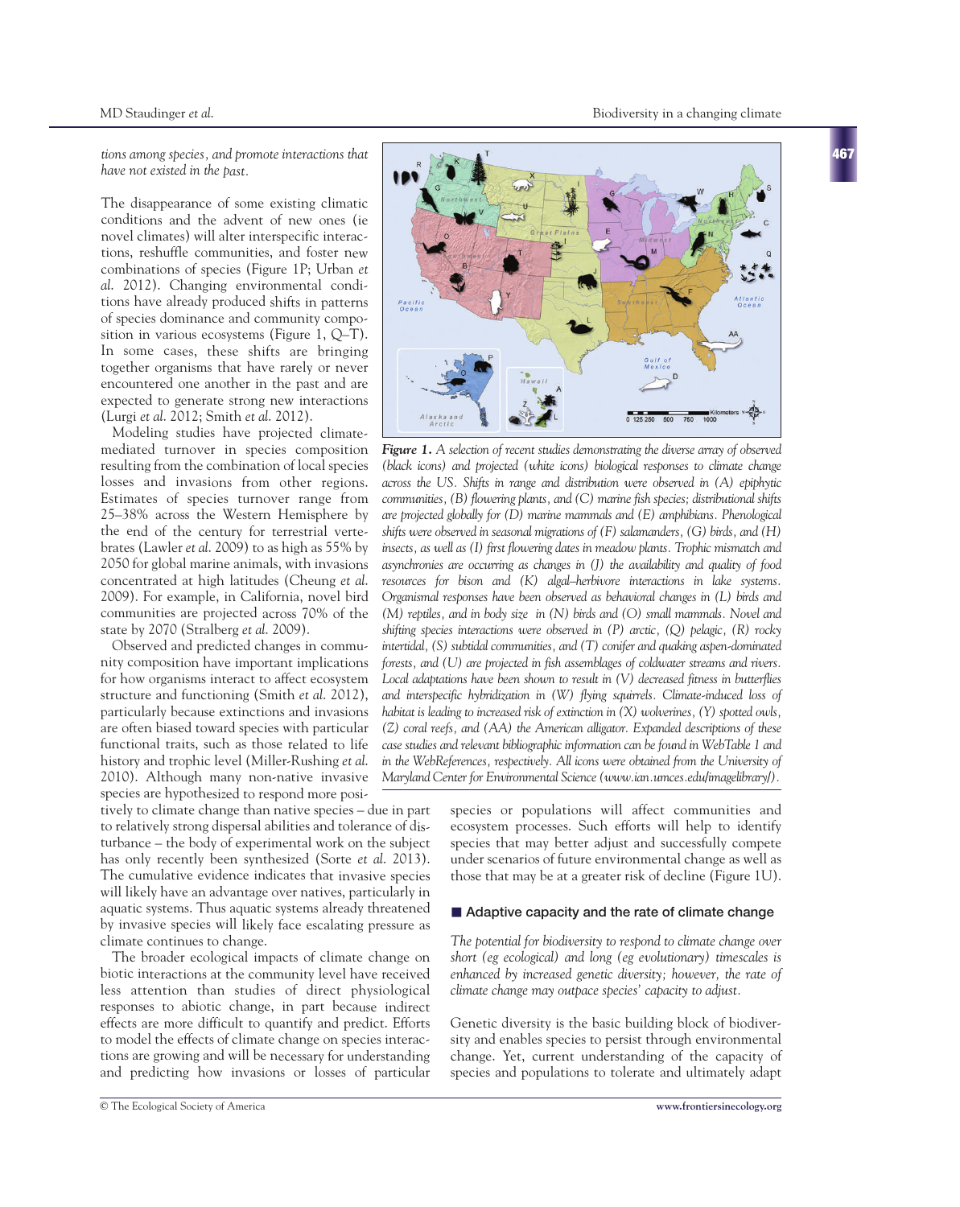*tions among species, and promote interactions that have not existed in the past.*

The disappearance of some existing climatic conditions and the advent of new ones (ie novel climates) will alter interspecific interactions, reshuffle communities, and foster new combinations of species (Figure 1P; Urban *et al.* 2012). Changing environmental conditions have already produced shifts in patterns of species dominance and community composition in various ecosystems (Figure 1, Q–T). In some cases, these shifts are bringing together organisms that have rarely or never encountered one another in the past and are expected to generate strong new interactions (Lurgi *et al.* 2012; Smith *et al.* 2012).

Modeling studies have projected climate-mediated turnover in species composition resulting from the combination of local species losses and invasions from other regions. Estimates of species turnover range from 25–38% across the Western Hemisphere by the end of the century for terrestrial vertebrates (Lawler *et al.* 2009) to as high as 55% by 2050 for global marine animals, with invasions concentrated at high latitudes (Cheung *et al.* 2009). For example, in California, novel bird communities are projected across 70% of the state by 2070 (Stralberg *et al.* 2009).

Observed and predicted changes in community composition have important implications for how organisms interact to affect ecosystem structure and functioning (Smith *et al.* 2012), particularly because extinctions and invasions are often biased toward species with particular functional traits, such as those related to life history and trophic level (Miller-Rushing *et al.* 2010). Although many non-native invasive species are hypothesized to respond more positively to climate change than native species – due in part to relatively strong dispersal abilities and tolerance of disturbance – the body of experimental work on the subject has only recently been synthesized (Sorte *et al.* 2013). The cumulative evidence indicates that invasive species will likely have an advantage over natives, particularly in aquatic systems. Thus aquatic systems already threatened by invasive species will likely face escalating pressure as climate continues to change.

The broader ecological impacts of climate change on biotic interactions at the community level have received less attention than studies of direct physiological responses to abiotic change, in part because indirect effects are more difficult to quantify and predict. Efforts to model the effects of climate change on species interactions are growing and will be necessary for understanding and predicting how invasions or losses of particular species or populations will affect communities and ecosystem processes. Such efforts will help to identify species that may better adjust and successfully compete under scenarios of future environmental change as well as those that may be at a greater risk of decline (Figure 1U).

**Figure 1.** *A selection of recent studies demonstrating the diverse array of observed (black icons) and projected (white icons) biological responses to climate change across the US. Shifts in range and distribution were observed in (A) epiphytic communities, (B) flowering plants, and (C) marine fish species; distributional shifts are projected globally for (D) marine mammals and (E) amphibians. Phenological shifts were observed in seasonal migrations of (F) salamanders, (G) birds, and (H) insects, as well as (I) first flowering dates in meadow plants. Trophic mismatch and asynchronies are occurring as changes in (J) the availability and quality of food resources for bison and (K) algal–herbivore interactions in lake systems. Organismal responses have been observed as behavioral changes in (L) birds and (M) reptiles, and in body size in (N) birds and (O) small mammals. Novel and shifting species interactions were observed in (P) arctic, (Q) pelagic, (R) rocky intertidal, (S) subtidal communities, and (T) conifer and quaking aspen-dominated forests, and (U) are projected in fish assemblages of coldwater streams and rivers. Local adaptations have been shown to result in (V) decreased fitness in butterflies and interspecific hybridization in (W) flying squirrels. Climate-induced loss of habitat is leading to increased risk of extinction in (X) wolverines, (Y) spotted owls, (Z) coral reefs, and (AA) the American alligator. Expanded descriptions of these case studies and relevant bibliographic information can be found in WebTable 1 and in the WebReferences, respectively. All icons were obtained from the University of Maryland Center for Environmental Science (www.ian.umces.edu/imagelibrary/).*

## Adaptive capacity and the rate of climate change

*The potential for biodiversity to respond to climate change over short (eg ecological) and long (eg evolutionary) timescales is enhanced by increased genetic diversity; however, the rate of climate change may outpace species' capacity to adjust.*

Genetic diversity is the basic building block of biodiversity and enables species to persist through environmental change. Yet, current understanding of the capacity of species and populations to tolerate and ultimately adapt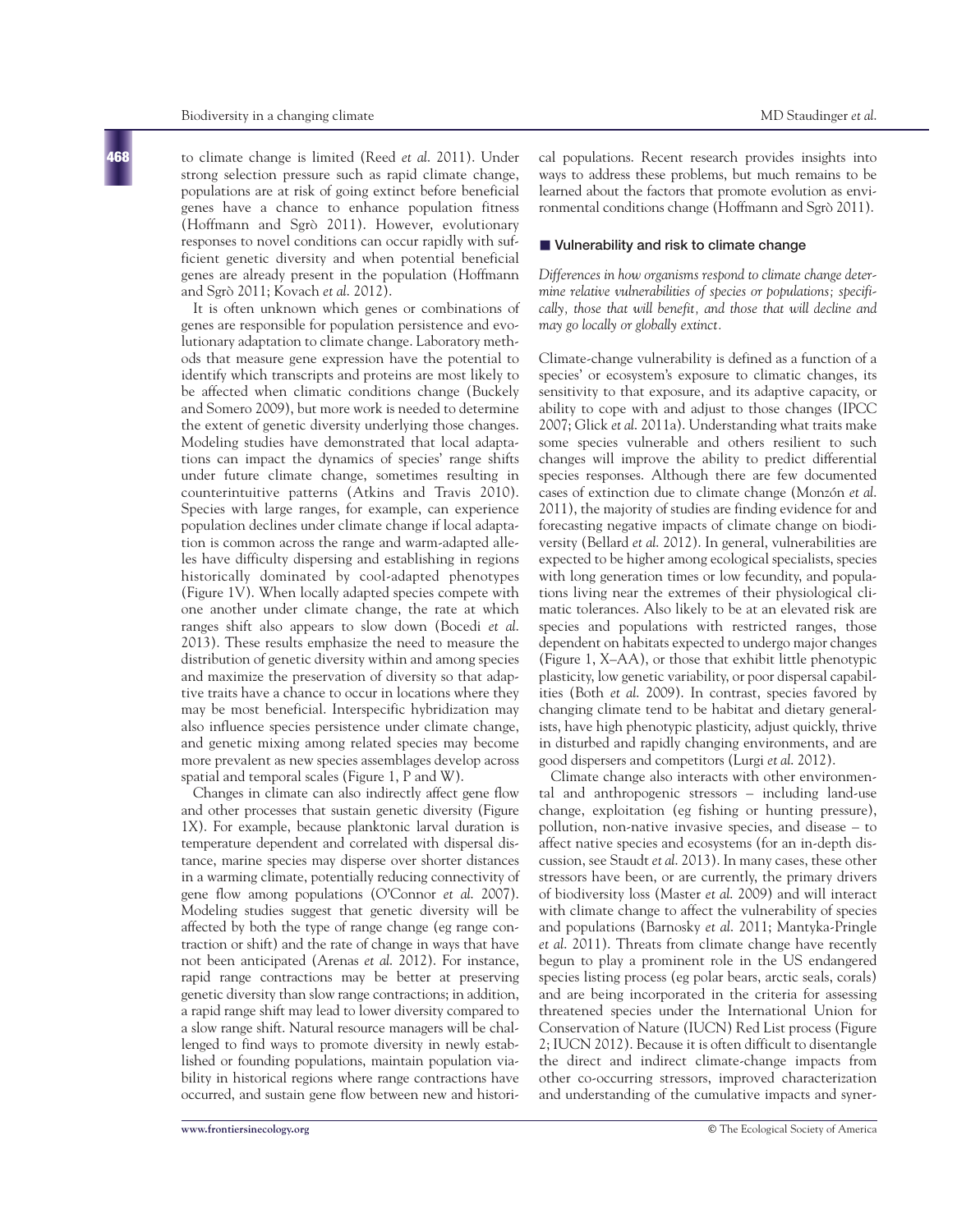to climate change is limited (Reed *et al.* 2011). Under strong selection pressure such as rapid climate change, populations are at risk of going extinct before beneficial genes have a chance to enhance population fitness (Hoffmann and Sgrò 2011). However, evolutionary responses to novel conditions can occur rapidly with sufficient genetic diversity and when potential beneficial genes are already present in the population (Hoffmann and Sgrò 2011; Kovach *et al.* 2012).

It is often unknown which genes or combinations of genes are responsible for population persistence and evolutionary adaptation to climate change. Laboratory methods that measure gene expression have the potential to identify which transcripts and proteins are most likely to be affected when climatic conditions change (Buckely and Somero 2009), but more work is needed to determine the extent of genetic diversity underlying those changes. Modeling studies have demonstrated that local adaptations can impact the dynamics of species' range shifts under future climate change, sometimes resulting in counterintuitive patterns (Atkins and Travis 2010). Species with large ranges, for example, can experience population declines under climate change if local adaptation is common across the range and warm-adapted alleles have difficulty dispersing and establishing in regions historically dominated by cool-adapted phenotypes (Figure 1V). When locally adapted species compete with one another under climate change, the rate at which ranges shift also appears to slow down (Bocedi *et al.* 2013). These results emphasize the need to measure the distribution of genetic diversity within and among species and maximize the preservation of diversity so that adaptive traits have a chance to occur in locations where they may be most beneficial. Interspecific hybridization may also influence species persistence under climate change, and genetic mixing among related species may become more prevalent as new species assemblages develop across spatial and temporal scales (Figure 1, P and W).

Changes in climate can also indirectly affect gene flow and other processes that sustain genetic diversity (Figure 1X). For example, because planktonic larval duration is temperature dependent and correlated with dispersal distance, marine species may disperse over shorter distances in a warming climate, potentially reducing connectivity of gene flow among populations (O'Connor *et al.* 2007). Modeling studies suggest that genetic diversity will be affected by both the type of range change (eg range contraction or shift) and the rate of change in ways that have not been anticipated (Arenas *et al.* 2012). For instance, rapid range contractions may be better at preserving genetic diversity than slow range contractions; in addition, a rapid range shift may lead to lower diversity compared to a slow range shift. Natural resource managers will be challenged to find ways to promote diversity in newly established or founding populations, maintain population viability in historical regions where range contractions have occurred, and sustain gene flow between new and historical populations. Recent research provides insights into ways to address these problems, but much remains to be learned about the factors that promote evolution as environmental conditions change (Hoffmann and Sgrò 2011).

## Vulnerability and risk to climate change

*Differences in how organisms respond to climate change determine relative vulnerabilities of species or populations; specifically, those that will benefit, and those that will decline and may go locally or globally extinct.*

Climate-change vulnerability is defined as a function of a species' or ecosystem's exposure to climatic changes, its sensitivity to that exposure, and its adaptive capacity, or ability to cope with and adjust to those changes (IPCC 2007; Glick *et al.* 2011a). Understanding what traits make some species vulnerable and others resilient to such changes will improve the ability to predict differential species responses. Although there are few documented cases of extinction due to climate change (Monzón *et al.* 2011), the majority of studies are finding evidence for and forecasting negative impacts of climate change on biodiversity (Bellard *et al.* 2012). In general, vulnerabilities are expected to be higher among ecological specialists, species with long generation times or low fecundity, and populations living near the extremes of their physiological climatic tolerances. Also likely to be at an elevated risk are species and populations with restricted ranges, those dependent on habitats expected to undergo major changes (Figure 1, X–AA), or those that exhibit little phenotypic plasticity, low genetic variability, or poor dispersal capabilities (Both *et al.* 2009). In contrast, species favored by changing climate tend to be habitat and dietary generalists, have high phenotypic plasticity, adjust quickly, thrive in disturbed and rapidly changing environments, and are good dispersers and competitors (Lurgi *et al.* 2012).

Climate change also interacts with other environmental and anthropogenic stressors – including land-use change, exploitation (eg fishing or hunting pressure), pollution, non-native invasive species, and disease – to affect native species and ecosystems (for an in-depth discussion, see Staudt *et al.* 2013). In many cases, these other stressors have been, or are currently, the primary drivers of biodiversity loss (Master *et al.* 2009) and will interact with climate change to affect the vulnerability of species and populations (Barnosky *et al.* 2011; Mantyka-Pringle *et al.* 2011). Threats from climate change have recently begun to play a prominent role in the US endangered species listing process (eg polar bears, arctic seals, corals) and are being incorporated in the criteria for assessing threatened species under the International Union for Conservation of Nature (IUCN) Red List process (Figure 2; IUCN 2012). Because it is often difficult to disentangle the direct and indirect climate-change impacts from other co-occurring stressors, improved characterization and understanding of the cumulative impacts and syner-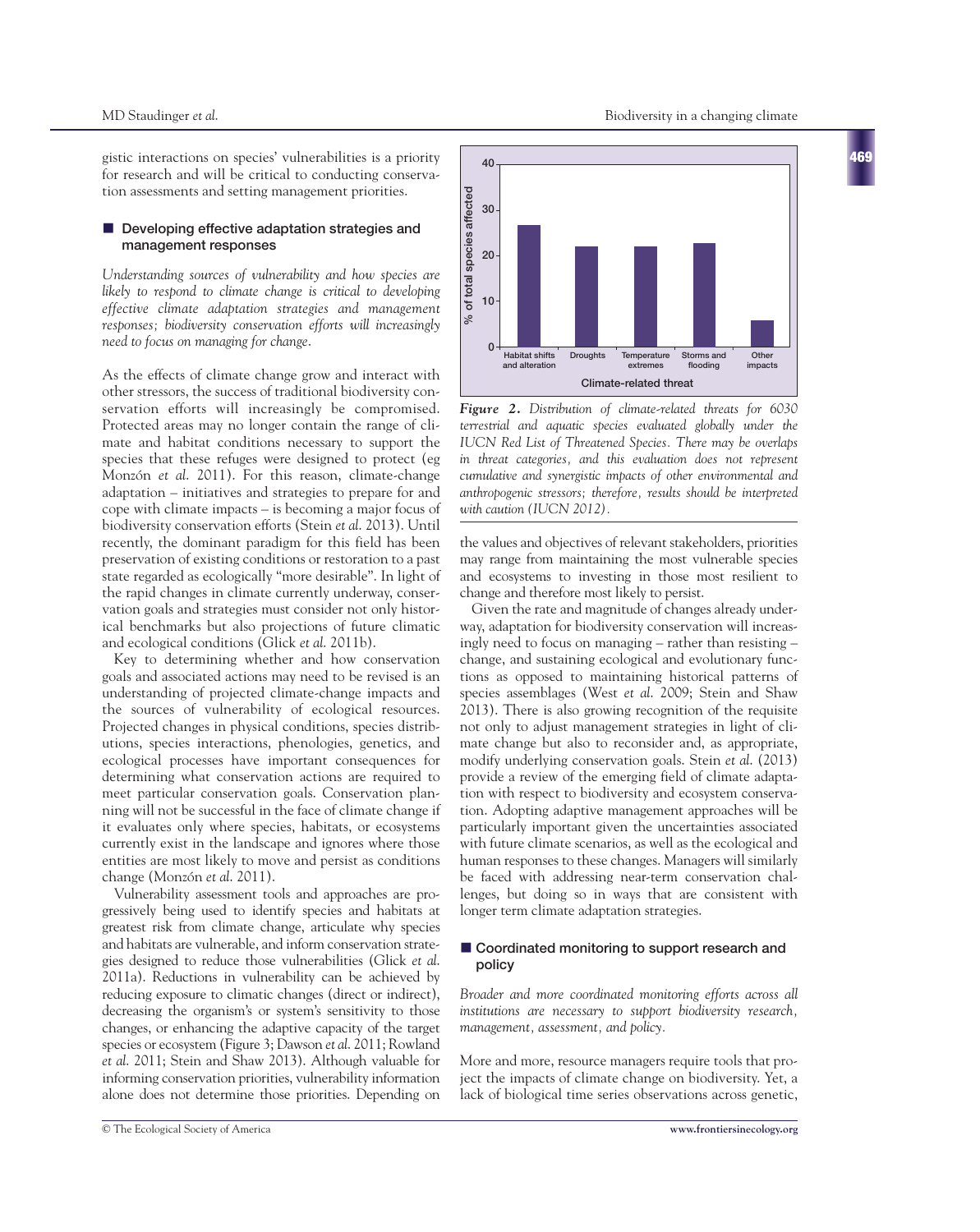gistic interactions on species' vulnerabilities is a priority for research and will be critical to conducting conservation assessments and setting management priorities.

## Developing effective adaptation strategies and management responses

*Understanding sources of vulnerability and how species are likely to respond to climate change is critical to developing effective climate adaptation strategies and management responses; biodiversity conservation efforts will increasingly need to focus on managing for change.*

As the effects of climate change grow and interact with other stressors, the success of traditional biodiversity conservation efforts will increasingly be compromised. Protected areas may no longer contain the range of climate and habitat conditions necessary to support the species that these refuges were designed to protect (eg Monzón *et al.* 2011). For this reason, climate-change adaptation – initiatives and strategies to prepare for and cope with climate impacts – is becoming a major focus of biodiversity conservation efforts (Stein *et al.* 2013). Until recently, the dominant paradigm for this field has been preservation of existing conditions or restoration to a past state regarded as ecologically "more desirable". In light of the rapid changes in climate currently underway, conservation goals and strategies must consider not only historical benchmarks but also projections of future climatic and ecological conditions (Glick *et al.* 2011b).

Key to determining whether and how conservation goals and associated actions may need to be revised is an understanding of projected climate-change impacts and the sources of vulnerability of ecological resources. Projected changes in physical conditions, species distributions, species interactions, phenologies, genetics, and ecological processes have important consequences for determining what conservation actions are required to meet particular conservation goals. Conservation planning will not be successful in the face of climate change if it evaluates only where species, habitats, or ecosystems currently exist in the landscape and ignores where those entities are most likely to move and persist as conditions change (Monzón *et al.* 2011).

Vulnerability assessment tools and approaches are progressively being used to identify species and habitats at greatest risk from climate change, articulate why species and habitats are vulnerable, and inform conservation strategies designed to reduce those vulnerabilities (Glick *et al.* 2011a). Reductions in vulnerability can be achieved by reducing exposure to climatic changes (direct or indirect), decreasing the organism's or system's sensitivity to those changes, or enhancing the adaptive capacity of the target species or ecosystem (Figure 3; Dawson *et al.* 2011; Rowland *et al.* 2011; Stein and Shaw 2013). Although valuable for informing conservation priorities, vulnerability information alone does not determine those priorities. Depending on the values and objectives of relevant stakeholders, priorities may range from maintaining the most vulnerable species and ecosystems to investing in those most resilient to change and therefore most likely to persist.

Given the rate and magnitude of changes already underway, adaptation for biodiversity conservation will increasingly need to focus on managing – rather than resisting – change, and sustaining ecological and evolutionary functions as opposed to maintaining historical patterns of species assemblages (West *et al.* 2009; Stein and Shaw 2013). There is also growing recognition of the requisite not only to adjust management strategies in light of climate change but also to reconsider and, as appropriate, modify underlying conservation goals. Stein *et al.* (2013) provide a review of the emerging field of climate adaptation with respect to biodiversity and ecosystem conservation. Adopting adaptive management approaches will be particularly important given the uncertainties associated with future climate scenarios, as well as the ecological and human responses to these changes. Managers will similarly be faced with addressing near-term conservation challenges, but doing so in ways that are consistent with longer term climate adaptation strategies.

*Figure 2. Distribution of climate-related threats for 6030 terrestrial and aquatic species evaluated globally under the IUCN Red List of Threatened Species. There may be overlaps in threat categories, and this evaluation does not represent cumulative and synergistic impacts of other environmental and anthropogenic stressors; therefore, results should be interpreted with caution (IUCN 2012).*

## Coordinated monitoring to support research and policy

*Broader and more coordinated monitoring efforts across all institutions are necessary to support biodiversity research, management, assessment, and policy.*

More and more, resource managers require tools that project the impacts of climate change on biodiversity. Yet, a lack of biological time series observations across genetic,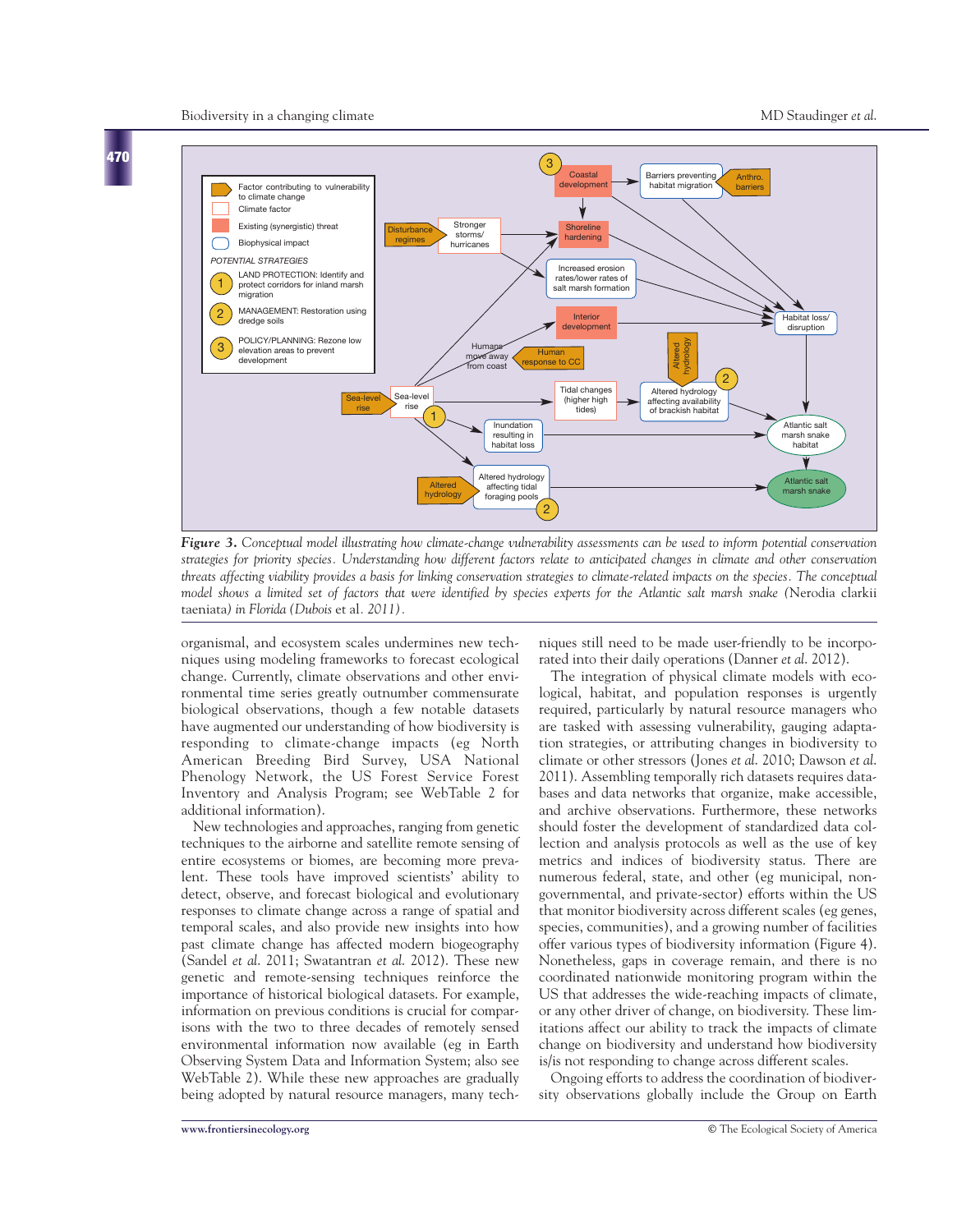*Figure 3. Conceptual model illustrating how climate-change vulnerability assessments can be used to inform potential conservation strategies for priority species. Understanding how different factors relate to anticipated changes in climate and other conservation threats affecting viability provides a basis for linking conservation strategies to climate-related impacts on the species. The conceptual model shows a limited set of factors that were identified by species experts for the Atlantic salt marsh snake (*Nerodia clarkii taeniata*) in Florida (Dubois* et al. *2011).*

organismal, and ecosystem scales undermines new techniques using modeling frameworks to forecast ecological change. Currently, climate observations and other environmental time series greatly outnumber commensurate biological observations, though a few notable datasets have augmented our understanding of how biodiversity is responding to climate-change impacts (eg North American Breeding Bird Survey, USA National Phenology Network, the US Forest Service Forest Inventory and Analysis Program; see WebTable 2 for additional information).

New technologies and approaches, ranging from genetic techniques to the airborne and satellite remote sensing of entire ecosystems or biomes, are becoming more prevalent. These tools have improved scientists' ability to detect, observe, and forecast biological and evolutionary responses to climate change across a range of spatial and temporal scales, and also provide new insights into how past climate change has affected modern biogeography (Sandel *et al.* 2011; Swatantran *et al.* 2012). These new genetic and remote-sensing techniques reinforce the importance of historical biological datasets. For example, information on previous conditions is crucial for comparisons with the two to three decades of remotely sensed environmental information now available (eg in Earth Observing System Data and Information System; also see WebTable 2). While these new approaches are gradually being adopted by natural resource managers, many techniques still need to be made user-friendly to be incorporated into their daily operations (Danner *et al.* 2012).

The integration of physical climate models with ecological, habitat, and population responses is urgently required, particularly by natural resource managers who are tasked with assessing vulnerability, gauging adaptation strategies, or attributing changes in biodiversity to climate or other stressors (Jones *et al.* 2010; Dawson *et al.* 2011). Assembling temporally rich datasets requires databases and data networks that organize, make accessible, and archive observations. Furthermore, these networks should foster the development of standardized data collection and analysis protocols as well as the use of key metrics and indices of biodiversity status. There are numerous federal, state, and other (eg municipal, nongovernmental, and private-sector) efforts within the US that monitor biodiversity across different scales (eg genes, species, communities), and a growing number of facilities offer various types of biodiversity information (Figure 4). Nonetheless, gaps in coverage remain, and there is no coordinated nationwide monitoring program within the US that addresses the wide-reaching impacts of climate, or any other driver of change, on biodiversity. These limitations affect our ability to track the impacts of climate change on biodiversity and understand how biodiversity is/is not responding to change across different scales.

Ongoing efforts to address the coordination of biodiversity observations globally include the Group on Earth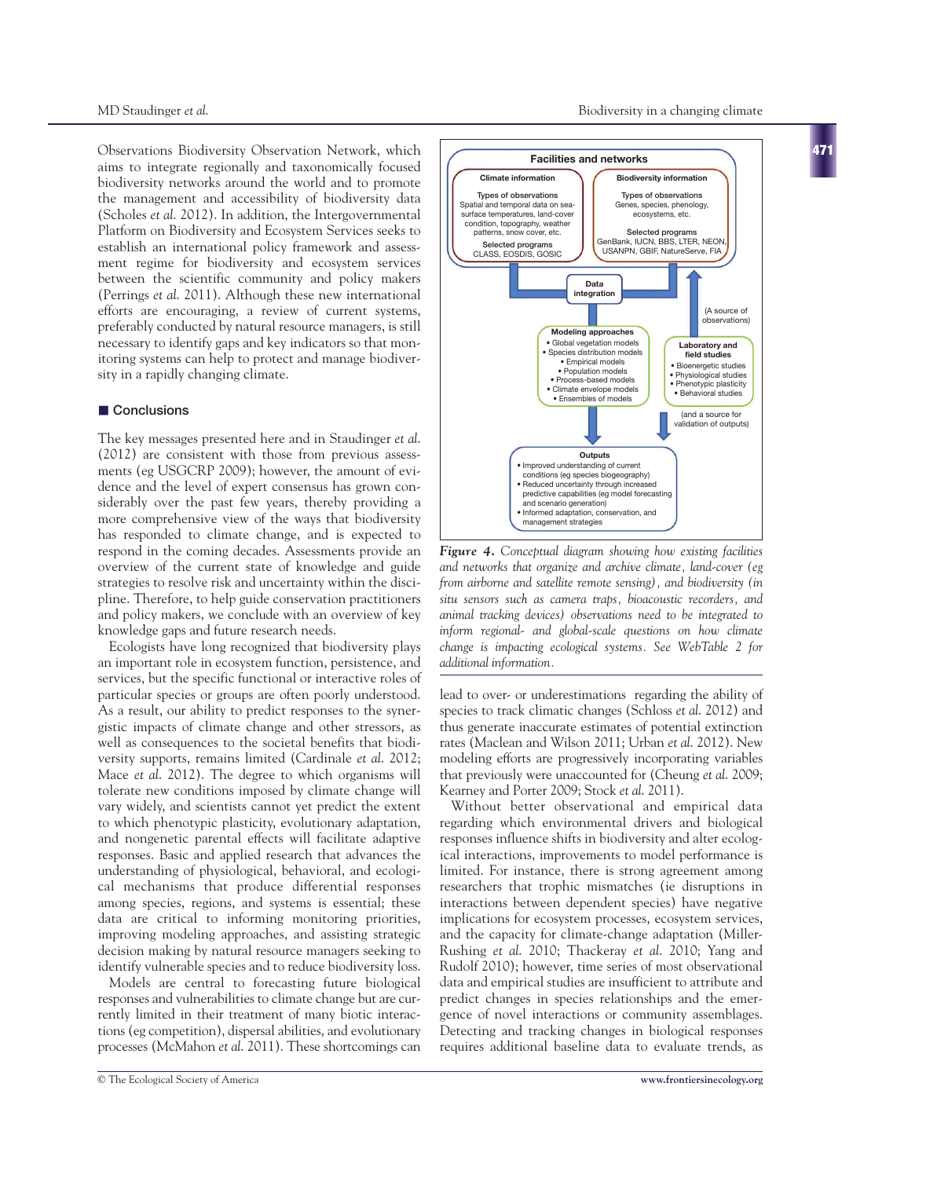Observations Biodiversity Observation Network, which aims to integrate regionally and taxonomically focused biodiversity networks around the world and to promote the management and accessibility of biodiversity data (Scholes *et al.* 2012). In addition, the Intergovernmental Platform on Biodiversity and Ecosystem Services seeks to establish an international policy framework and assessment regime for biodiversity and ecosystem services between the scientific community and policy makers (Perrings *et al.* 2011). Although these new international efforts are encouraging, a review of current systems, preferably conducted by natural resource managers, is still necessary to identify gaps and key indicators so that monitoring systems can help to protect and manage biodiversity in a rapidly changing climate.

## Conclusions

The key messages presented here and in Staudinger *et al.* (2012) are consistent with those from previous assessments (eg USGCRP 2009); however, the amount of evidence and the level of expert consensus has grown considerably over the past few years, thereby providing a more comprehensive view of the ways that biodiversity has responded to climate change, and is expected to respond in the coming decades. Assessments provide an overview of the current state of knowledge and guide strategies to resolve risk and uncertainty within the discipline. Therefore, to help guide conservation practitioners and policy makers, we conclude with an overview of key knowledge gaps and future research needs.

Ecologists have long recognized that biodiversity plays an important role in ecosystem function, persistence, and services, but the specific functional or interactive roles of particular species or groups are often poorly understood. As a result, our ability to predict responses to the synergistic impacts of climate change and other stressors, as well as consequences to the societal benefits that biodiversity supports, remains limited (Cardinale *et al.* 2012; Mace *et al.* 2012). The degree to which organisms will tolerate new conditions imposed by climate change will vary widely, and scientists cannot yet predict the extent to which phenotypic plasticity, evolutionary adaptation, and nongenetic parental effects will facilitate adaptive responses. Basic and applied research that advances the understanding of physiological, behavioral, and ecological mechanisms that produce differential responses among species, regions, and systems is essential; these data are critical to informing monitoring priorities, improving modeling approaches, and assisting strategic decision making by natural resource managers seeking to identify vulnerable species and to reduce biodiversity loss.

Models are central to forecasting future biological responses and vulnerabilities to climate change but are currently limited in their treatment of many biotic interactions (eg competition), dispersal abilities, and evolutionary processes (McMahon *et al.* 2011). These shortcomings can lead to over- or underestimations regarding the ability of species to track climatic changes (Schloss *et al.* 2012) and thus generate inaccurate estimates of potential extinction rates (Maclean and Wilson 2011; Urban *et al.* 2012). New modeling efforts are progressively incorporating variables that previously were unaccounted for (Cheung *et al.* 2009; Kearney and Porter 2009; Stock *et al.* 2011).

Without better observational and empirical data regarding which environmental drivers and biological responses influence shifts in biodiversity and alter ecological interactions, improvements to model performance is limited. For instance, there is strong agreement among researchers that trophic mismatches (ie disruptions in interactions between dependent species) have negative implications for ecosystem processes, ecosystem services, and the capacity for climate-change adaptation (Miller-Rushing *et al.* 2010; Thackeray *et al.* 2010; Yang and Rudolf 2010); however, time series of most observational data and empirical studies are insufficient to attribute and predict changes in species relationships and the emergence of novel interactions or community assemblages. Detecting and tracking changes in biological responses requires additional baseline data to evaluate trends, as

**Facilities and networks**

**Climate information**
Types of observations
Spatial and temporal data on sea-surface temperatures, land-cover condition, topography, weather patterns, snow cover, etc.
Selected programs
CLASS, EOSDIS, GOSIC

**Biodiversity information**
Types of observations
Genes, species, phenology, ecosystems, etc.
Selected programs
GenBank, IUCN, BBS, LTER, NEON, USANPN, GBIF, NatureServe, FIA

**Data integration**

(A source of observations)

**Modeling approaches**
- Global vegetation models
- Species distribution models
  - Empirical models
  - Population models
  - Process-based models
- Climate envelope models
- Ensembles of models

**Laboratory and field studies**
- Bioenergetic studies
- Physiological studies
- Phenotypic plasticity
- Behavioral studies

(and a source for validation of outputs)

**Outputs**
- Improved understanding of current conditions (eg species biogeography)
- Reduced uncertainty through increased predictive capabilities (eg model forecasting and scenario generation)
- Informed adaptation, conservation, and management strategies

***Figure 4.*** *Conceptual diagram showing how existing facilities and networks that organize and archive climate, land-cover (eg from airborne and satellite remote sensing), and biodiversity (in situ sensors such as camera traps, bioacoustic recorders, and animal tracking devices) observations need to be integrated to inform regional- and global-scale questions on how climate change is impacting ecological systems. See WebTable 2 for additional information.*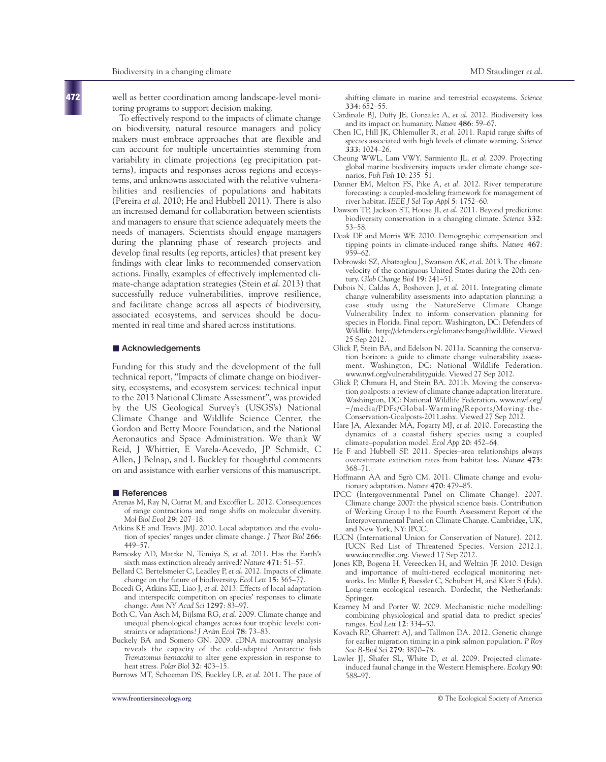well as better coordination among landscape-level monitoring programs to support decision making.

To effectively respond to the impacts of climate change on biodiversity, natural resource managers and policy makers must embrace approaches that are flexible and can account for multiple uncertainties stemming from variability in climate projections (eg precipitation patterns), impacts and responses across regions and ecosystems, and unknowns associated with the relative vulnerabilities and resiliencies of populations and habitats (Pereira *et al.* 2010; He and Hubbell 2011). There is also an increased demand for collaboration between scientists and managers to ensure that science adequately meets the needs of managers. Scientists should engage managers during the planning phase of research projects and develop final results (eg reports, articles) that present key findings with clear links to recommended conservation actions. Finally, examples of effectively implemented climate-change adaptation strategies (Stein *et al.* 2013) that successfully reduce vulnerabilities, improve resilience, and facilitate change across all aspects of biodiversity, associated ecosystems, and services should be documented in real time and shared across institutions.

## Acknowledgements

Funding for this study and the development of the full technical report, "Impacts of climate change on biodiversity, ecosystems, and ecosystem services: technical input to the 2013 National Climate Assessment", was provided by the US Geological Survey's (USGS's) National Climate Change and Wildlife Science Center, the Gordon and Betty Moore Foundation, and the National Aeronautics and Space Administration. We thank W Reid, J Whittier, E Varela-Acevedo, JP Schmidt, C Allen, J Belnap, and L Buckley for thoughtful comments on and assistance with earlier versions of this manuscript.

## References

Arenas M, Ray N, Currat M, and Excoffier L. 2012. Consequences of range contractions and range shifts on molecular diversity. *Mol Biol Evol* **29**: 207–18.

Atkins KE and Travis JMJ. 2010. Local adaptation and the evolution of species' ranges under climate change. *J Theor Biol* **266**: 449–57.

Barnosky AD, Matzke N, Tomiya S, *et al.* 2011. Has the Earth's sixth mass extinction already arrived? *Nature* **471**: 51–57.

Bellard C, Bertelsmeier C, Leadley P, *et al.* 2012. Impacts of climate change on the future of biodiversity. *Ecol Lett* **15**: 365–77.

Bocedi G, Atkins KE, Liao J, *et al.* 2013. Effects of local adaptation and interspecifc competition on species' responses to climate change. *Ann NY Acad Sci* **1297**: 83–97.

Both C, Van Asch M, Bijlsma RG, *et al.* 2009. Climate change and unequal phenological changes across four trophic levels: constraints or adaptations? *J Anim Ecol* **78**: 73–83.

Buckely BA and Somero GN. 2009. cDNA microarray analysis reveals the capacity of the cold-adapted Antarctic fish *Trematomus bernacchii* to alter gene expression in response to heat stress. *Polar Biol* **32**: 403–15.

Burrows MT, Schoeman DS, Buckley LB, *et al.* 2011. The pace of shifting climate in marine and terrestrial ecosystems. *Science* **334**: 652–55.

Cardinale BJ, Duffy JE, Gonzalez A, *et al.* 2012. Biodiversity loss and its impact on humanity. *Nature* **486**: 59–67.

Chen IC, Hill JK, Ohlemuller R, *et al.* 2011. Rapid range shifts of species associated with high levels of climate warming. *Science* **333**: 1024–26.

Cheung WWL, Lam VWY, Sarmiento JL, *et al.* 2009. Projecting global marine biodiversity impacts under climate change scenarios. *Fish Fish* **10**: 235–51.

Danner EM, Melton FS, Pike A, *et al.* 2012. River temperature forecasting: a coupled-modeling framework for management of river habitat. *IEEE J Sel Top Appl* **5**: 1752–60.

Dawson TP, Jackson ST, House JI, *et al.* 2011. Beyond predictions: biodiversity conservation in a changing climate. *Science* **332**: 53–58.

Doak DF and Morris WF. 2010. Demographic compensation and tipping points in climate-induced range shifts. *Nature* **467**: 959–62.

Dobrowski SZ, Abatzoglou J, Swanson AK, *et al.* 2013. The climate velocity of the contiguous United States during the 20th century. *Glob Change Biol* **19**: 241–51.

Dubois N, Caldas A, Boshoven J, *et al.* 2011. Integrating climate change vulnerability assessments into adaptation planning: a case study using the NatureServe Climate Change Vulnerability Index to inform conservation planning for species in Florida. Final report. Washington, DC: Defenders of Wildlife. http://defenders.org/climatechange/flwildlife. Viewed 25 Sep 2012.

Glick P, Stein BA, and Edelson N. 2011a. Scanning the conservation horizon: a guide to climate change vulnerability assessment. Washington, DC: National Wildlife Federation. www.nwf.org/vulnerabilityguide. Viewed 27 Sep 2012.

Glick P, Chmura H, and Stein BA. 2011b. Moving the conservation goalposts: a review of climate change adaptation literature. Washington, DC: National Wildlife Federation. www.nwf.org/~/media/PDFs/Global-Warming/Reports/Moving-the-Conservation-Goalposts-2011.ashx. Viewed 27 Sep 2012.

Hare JA, Alexander MA, Fogarty MJ, *et al.* 2010. Forecasting the dynamics of a coastal fishery species using a coupled climate–population model. *Ecol App* **20**: 452–64.

He F and Hubbell SP. 2011. Species–area relationships always overestimate extinction rates from habitat loss. *Nature* **473**: 368–71.

Hoffmann AA and Sgrò CM. 2011. Climate change and evolutionary adaptation. *Nature* **470**: 479–85.

IPCC (Intergovernmental Panel on Climate Change). 2007. Climate change 2007: the physical science basis. Contribution of Working Group I to the Fourth Assessment Report of the Intergovernmental Panel on Climate Change. Cambridge, UK, and New York, NY: IPCC.

IUCN (International Union for Conservation of Nature). 2012. IUCN Red List of Threatened Species. Version 2012.1. www.iucnredlist.org. Viewed 17 Sep 2012.

Jones KB, Bogena H, Vereecken H, and Weltzin JF. 2010. Design and importance of multi-tiered ecological monitoring networks. In: Müller F, Baessler C, Schubert H, and Klotz S (Eds). Long-term ecological research. Dordecht, the Netherlands: Springer.

Kearney M and Porter W. 2009. Mechanistic niche modelling: combining physiological and spatial data to predict species' ranges. *Ecol Lett* **12**: 334–50.

Kovach RP, Gharrett AJ, and Tallmon DA. 2012. Genetic change for earlier migration timing in a pink salmon population. *P Roy Soc B-Biol Sci* **279**: 3870–78.

Lawler JJ, Shafer SL, White D, *et al.* 2009. Projected climate-induced faunal change in the Western Hemisphere. *Ecology* **90**: 588–97.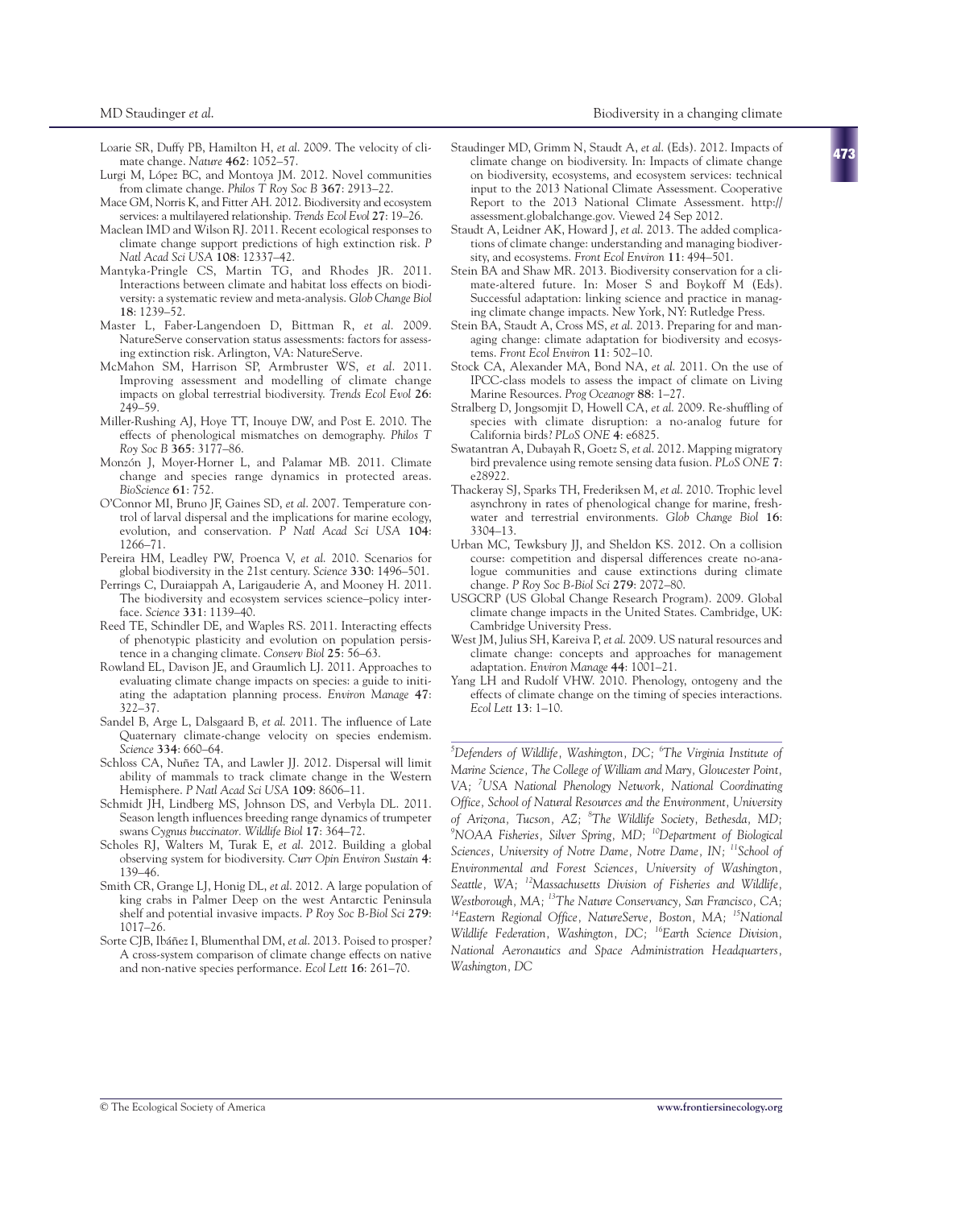Loarie SR, Duffy PB, Hamilton H, *et al.* 2009. The velocity of climate change. *Nature* **462**: 1052–57.

Lurgi M, López BC, and Montoya JM. 2012. Novel communities from climate change. *Philos T Roy Soc B* **367**: 2913–22.

Mace GM, Norris K, and Fitter AH. 2012. Biodiversity and ecosystem services: a multilayered relationship. *Trends Ecol Evol* **27**: 19–26.

Maclean IMD and Wilson RJ. 2011. Recent ecological responses to climate change support predictions of high extinction risk. *P Natl Acad Sci USA* **108**: 12337–42.

Mantyka-Pringle CS, Martin TG, and Rhodes JR. 2011. Interactions between climate and habitat loss effects on biodiversity: a systematic review and meta-analysis. *Glob Change Biol* **18**: 1239–52.

Master L, Faber-Langendoen D, Bittman R, *et al.* 2009. NatureServe conservation status assessments: factors for assessing extinction risk. Arlington, VA: NatureServe.

McMahon SM, Harrison SP, Armbruster WS, *et al.* 2011. Improving assessment and modelling of climate change impacts on global terrestrial biodiversity. *Trends Ecol Evol* **26**: 249–59.

Miller-Rushing AJ, Hoye TT, Inouye DW, and Post E. 2010. The effects of phenological mismatches on demography. *Philos T Roy Soc B* **365**: 3177–86.

Monzón J, Moyer-Horner L, and Palamar MB. 2011. Climate change and species range dynamics in protected areas. *BioScience* **61**: 752.

O'Connor MI, Bruno JF, Gaines SD, *et al.* 2007. Temperature control of larval dispersal and the implications for marine ecology, evolution, and conservation. *P Natl Acad Sci USA* **104**: 1266–71.

Pereira HM, Leadley PW, Proenca V, *et al.* 2010. Scenarios for global biodiversity in the 21st century. *Science* **330**: 1496–501.

Perrings C, Duraiappah A, Larigauderie A, and Mooney H. 2011. The biodiversity and ecosystem services science–policy interface. *Science* **331**: 1139–40.

Reed TE, Schindler DE, and Waples RS. 2011. Interacting effects of phenotypic plasticity and evolution on population persistence in a changing climate. *Conserv Biol* **25**: 56–63.

Rowland EL, Davison JE, and Graumlich LJ. 2011. Approaches to evaluating climate change impacts on species: a guide to initiating the adaptation planning process. *Environ Manage* **47**: 322–37.

Sandel B, Arge L, Dalsgaard B, *et al.* 2011. The influence of Late Quaternary climate-change velocity on species endemism. *Science* **334**: 660–64.

Schloss CA, Nuñez TA, and Lawler JJ. 2012. Dispersal will limit ability of mammals to track climate change in the Western Hemisphere. *P Natl Acad Sci USA* **109**: 8606–11.

Schmidt JH, Lindberg MS, Johnson DS, and Verbyla DL. 2011. Season length influences breeding range dynamics of trumpeter swans *Cygnus buccinator*. *Wildlife Biol* **17**: 364–72.

Scholes RJ, Walters M, Turak E, *et al.* 2012. Building a global observing system for biodiversity. *Curr Opin Environ Sustain* **4**: 139–46.

Smith CR, Grange LJ, Honig DL, *et al.* 2012. A large population of king crabs in Palmer Deep on the west Antarctic Peninsula shelf and potential invasive impacts. *P Roy Soc B-Biol Sci* **279**: 1017–26.

Sorte CJB, Ibáñez I, Blumenthal DM, *et al.* 2013. Poised to prosper? A cross-system comparison of climate change effects on native and non-native species performance. *Ecol Lett* **16**: 261–70.

Staudinger MD, Grimm N, Staudt A, *et al.* (Eds). 2012. Impacts of climate change on biodiversity. In: Impacts of climate change on biodiversity, ecosystems, and ecosystem services: technical input to the 2013 National Climate Assessment. Cooperative Report to the 2013 National Climate Assessment. http://assessment.globalchange.gov. Viewed 24 Sep 2012.

Staudt A, Leidner AK, Howard J, *et al.* 2013. The added complications of climate change: understanding and managing biodiversity, and ecosystems. *Front Ecol Environ* **11**: 494–501.

Stein BA and Shaw MR. 2013. Biodiversity conservation for a climate-altered future. In: Moser S and Boykoff M (Eds). Successful adaptation: linking science and practice in managing climate change impacts. New York, NY: Rutledge Press.

Stein BA, Staudt A, Cross MS, *et al.* 2013. Preparing for and managing change: climate adaptation for biodiversity and ecosystems. *Front Ecol Environ* **11**: 502–10.

Stock CA, Alexander MA, Bond NA, *et al.* 2011. On the use of IPCC-class models to assess the impact of climate on Living Marine Resources. *Prog Oceanogr* **88**: 1–27.

Stralberg D, Jongsomjit D, Howell CA, *et al.* 2009. Re-shuffling of species with climate disruption: a no-analog future for California birds? *PLoS ONE* **4**: e6825.

Swatantran A, Dubayah R, Goetz S, *et al.* 2012. Mapping migratory bird prevalence using remote sensing data fusion. *PLoS ONE* **7**: e28922.

Thackeray SJ, Sparks TH, Frederiksen M, *et al.* 2010. Trophic level asynchrony in rates of phenological change for marine, freshwater and terrestrial environments. *Glob Change Biol* **16**: 3304–13.

Urban MC, Tewksbury JJ, and Sheldon KS. 2012. On a collision course: competition and dispersal differences create no-analogue communities and cause extinctions during climate change. *P Roy Soc B-Biol Sci* **279**: 2072–80.

USGCRP (US Global Change Research Program). 2009. Global climate change impacts in the United States. Cambridge, UK: Cambridge University Press.

West JM, Julius SH, Kareiva P, *et al.* 2009. US natural resources and climate change: concepts and approaches for management adaptation. *Environ Manage* **44**: 1001–21.

Yang LH and Rudolf VHW. 2010. Phenology, ontogeny and the effects of climate change on the timing of species interactions. *Ecol Lett* **13**: 1–10.

---

*[5]Defenders of Wildlife, Washington, DC; [6]The Virginia Institute of Marine Science, The College of William and Mary, Gloucester Point, VA; [7]USA National Phenology Network, National Coordinating Office, School of Natural Resources and the Environment, University of Arizona, Tucson, AZ; [8]The Wildlife Society, Bethesda, MD; [9]NOAA Fisheries, Silver Spring, MD; [10]Department of Biological Sciences, University of Notre Dame, Notre Dame, IN; [11]School of Environmental and Forest Sciences, University of Washington, Seattle, WA; [12]Massachusetts Division of Fisheries and Wildlife, Westborough, MA; [13]The Nature Conservancy, San Francisco, CA; [14]Eastern Regional Office, NatureServe, Boston, MA; [15]National Wildlife Federation, Washington, DC; [16]Earth Science Division, National Aeronautics and Space Administration Headquarters, Washington, DC*